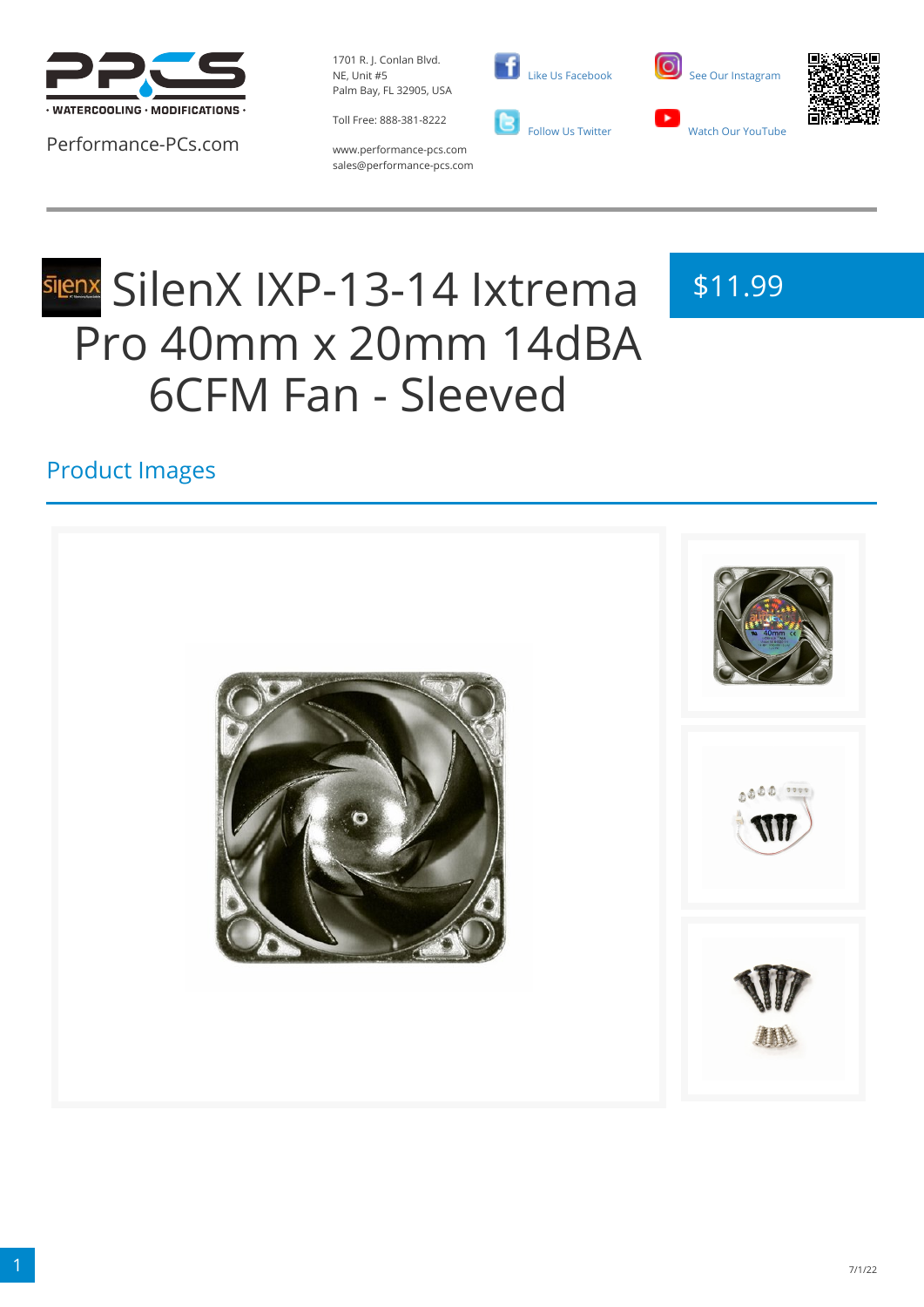Performance-PCs.com

1701 R. J. Conlan Blvd. NE, Unit #5
Palm Bay, FL 32905, USA

Toll Free: 888-381-8222

www.performance-pcs.com
sales@performance-pcs.com

Like Us Facebook

Follow Us Twitter

See Our Instagram

Watch Our YouTube

# SilenX IXP-13-14 Ixtrema Pro 40mm x 20mm 14dBA 6CFM Fan - Sleeved

$11.99

## Product Images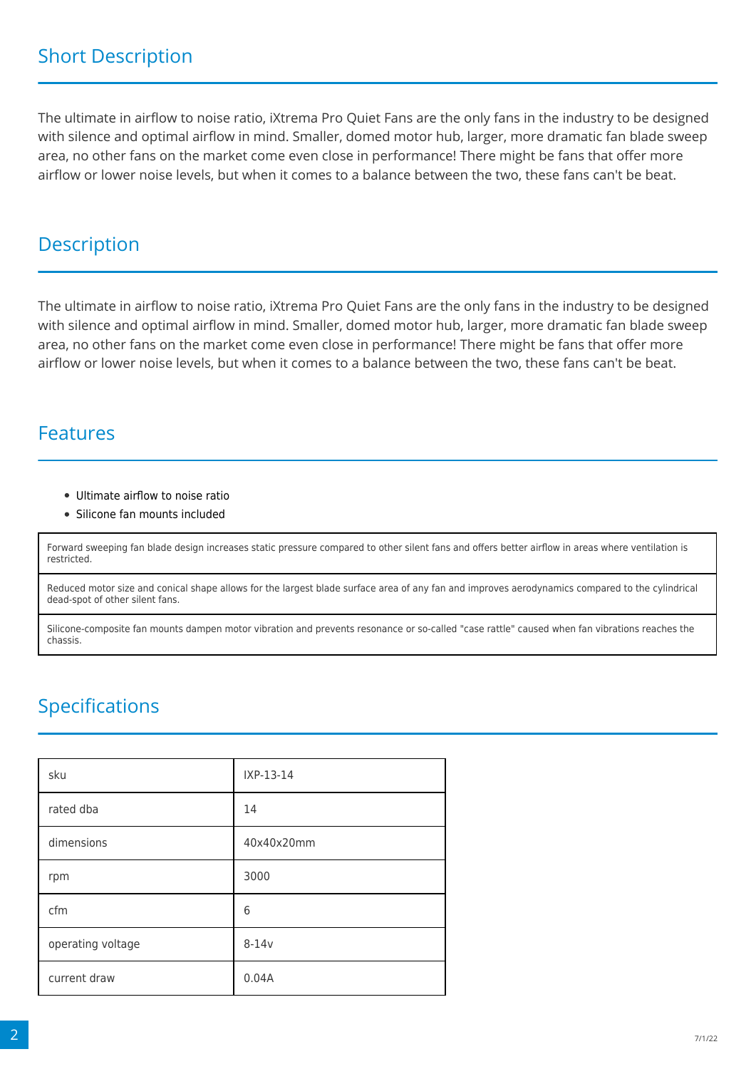## Short Description

The ultimate in airflow to noise ratio, iXtrema Pro Quiet Fans are the only fans in the industry to be designed with silence and optimal airflow in mind. Smaller, domed motor hub, larger, more dramatic fan blade sweep area, no other fans on the market come even close in performance! There might be fans that offer more airflow or lower noise levels, but when it comes to a balance between the two, these fans can't be beat.

## Description

The ultimate in airflow to noise ratio, iXtrema Pro Quiet Fans are the only fans in the industry to be designed with silence and optimal airflow in mind. Smaller, domed motor hub, larger, more dramatic fan blade sweep area, no other fans on the market come even close in performance! There might be fans that offer more airflow or lower noise levels, but when it comes to a balance between the two, these fans can't be beat.

## Features

- Ultimate airflow to noise ratio
- Silicone fan mounts included

| |
|---|
| Forward sweeping fan blade design increases static pressure compared to other silent fans and offers better airflow in areas where ventilation is restricted. |
| Reduced motor size and conical shape allows for the largest blade surface area of any fan and improves aerodynamics compared to the cylindrical dead-spot of other silent fans. |
| Silicone-composite fan mounts dampen motor vibration and prevents resonance or so-called "case rattle" caused when fan vibrations reaches the chassis. |

## Specifications

| | |
|---|---|
| sku | IXP-13-14 |
| rated dba | 14 |
| dimensions | 40x40x20mm |
| rpm | 3000 |
| cfm | 6 |
| operating voltage | 8-14v |
| current draw | 0.04A |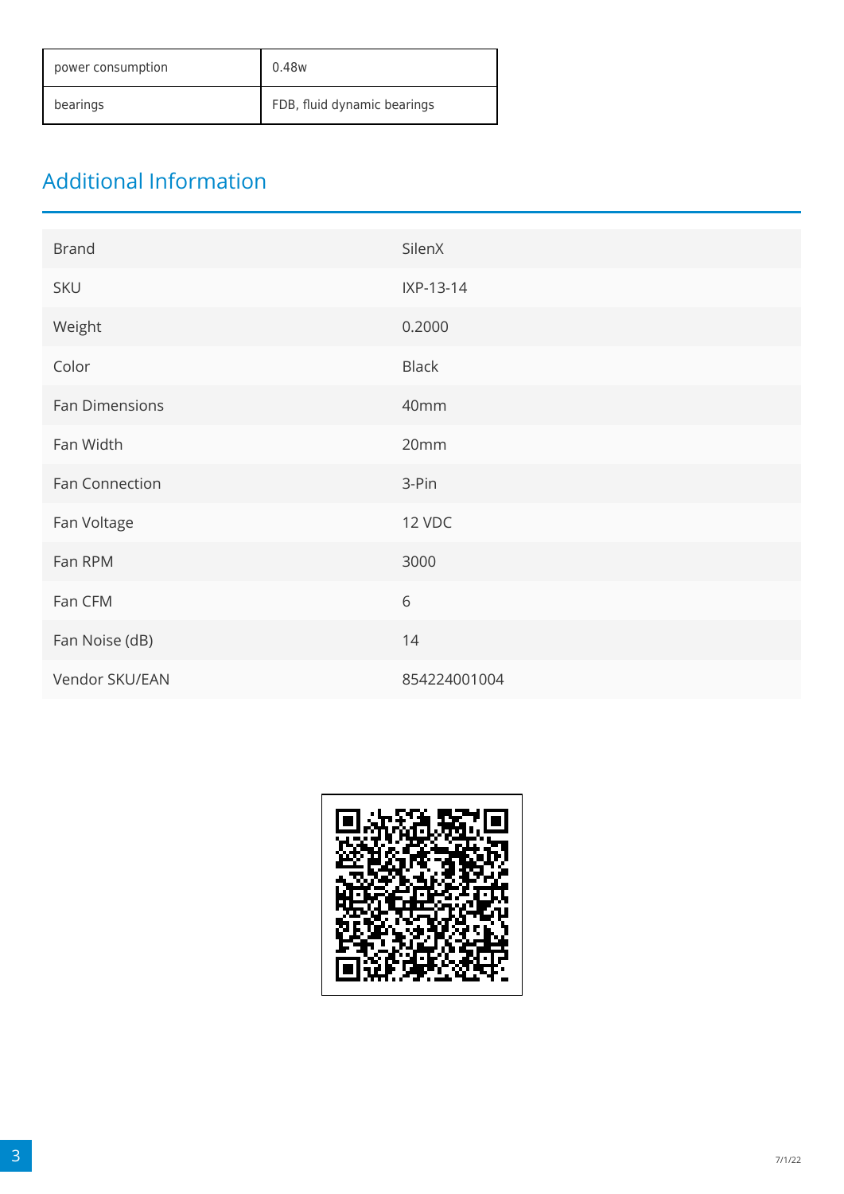| | |
|---|---|
| power consumption | 0.48w |
| bearings | FDB, fluid dynamic bearings |

## Additional Information

| | |
|---|---|
| Brand | SilenX |
| SKU | IXP-13-14 |
| Weight | 0.2000 |
| Color | Black |
| Fan Dimensions | 40mm |
| Fan Width | 20mm |
| Fan Connection | 3-Pin |
| Fan Voltage | 12 VDC |
| Fan RPM | 3000 |
| Fan CFM | 6 |
| Fan Noise (dB) | 14 |
| Vendor SKU/EAN | 854224001004 |